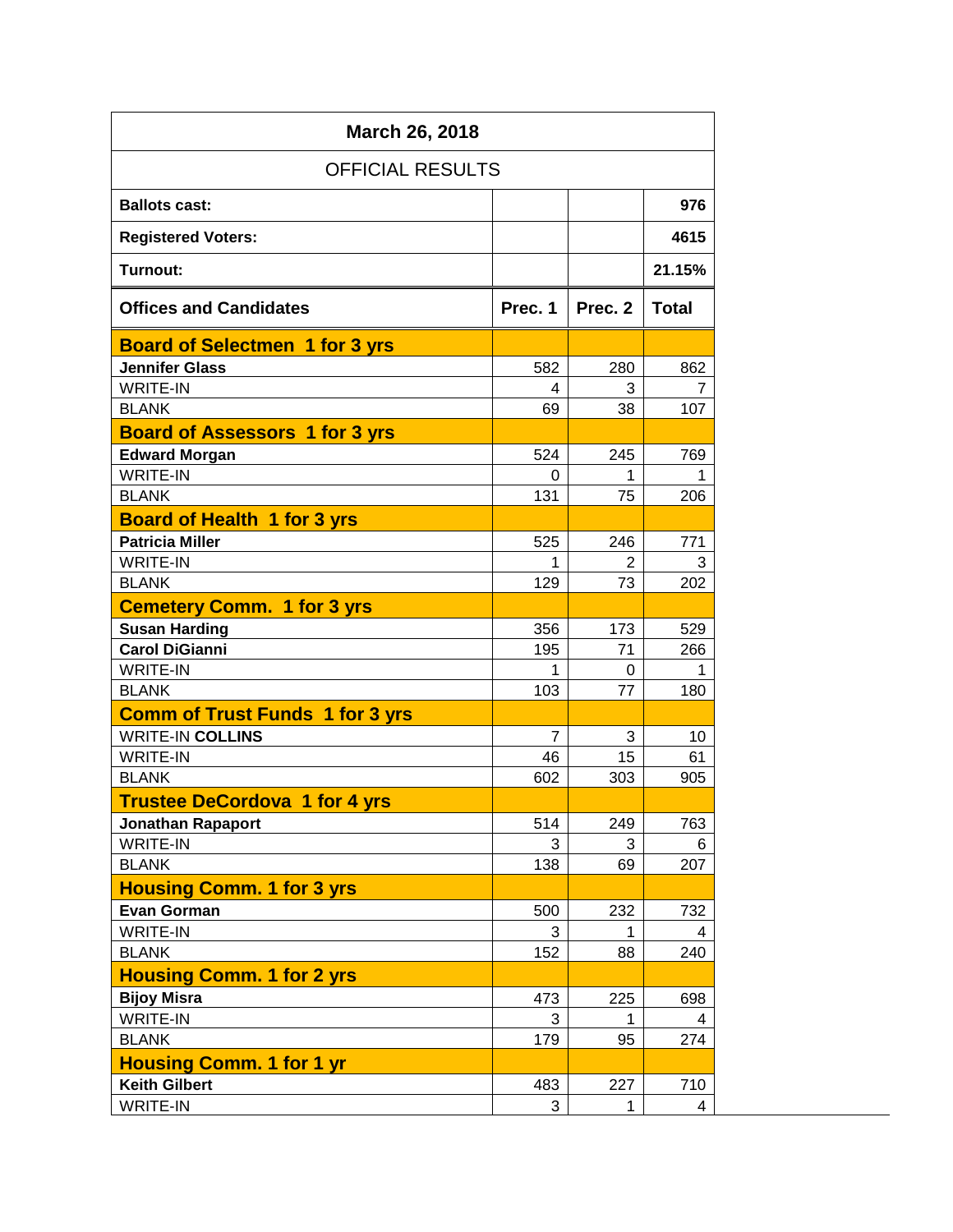| March 26, 2018 | | | |
|---|---|---|---|
| OFFICIAL RESULTS | | | |
| **Ballots cast:** | | | **976** |
| **Registered Voters:** | | | **4615** |
| **Turnout:** | | | **21.15%** |
| **Offices and Candidates** | **Prec. 1** | **Prec. 2** | **Total** |
| **Board of Selectmen 1 for 3 yrs** | | | |
| **Jennifer Glass** | 582 | 280 | 862 |
| WRITE-IN | 4 | 3 | 7 |
| BLANK | 69 | 38 | 107 |
| **Board of Assessors 1 for 3 yrs** | | | |
| **Edward Morgan** | 524 | 245 | 769 |
| WRITE-IN | 0 | 1 | 1 |
| BLANK | 131 | 75 | 206 |
| **Board of Health 1 for 3 yrs** | | | |
| **Patricia Miller** | 525 | 246 | 771 |
| WRITE-IN | 1 | 2 | 3 |
| BLANK | 129 | 73 | 202 |
| **Cemetery Comm. 1 for 3 yrs** | | | |
| **Susan Harding** | 356 | 173 | 529 |
| **Carol DiGianni** | 195 | 71 | 266 |
| WRITE-IN | 1 | 0 | 1 |
| BLANK | 103 | 77 | 180 |
| **Comm of Trust Funds 1 for 3 yrs** | | | |
| WRITE-IN **COLLINS** | 7 | 3 | 10 |
| WRITE-IN | 46 | 15 | 61 |
| BLANK | 602 | 303 | 905 |
| **Trustee DeCordova 1 for 4 yrs** | | | |
| **Jonathan Rapaport** | 514 | 249 | 763 |
| WRITE-IN | 3 | 3 | 6 |
| BLANK | 138 | 69 | 207 |
| **Housing Comm. 1 for 3 yrs** | | | |
| **Evan Gorman** | 500 | 232 | 732 |
| WRITE-IN | 3 | 1 | 4 |
| BLANK | 152 | 88 | 240 |
| **Housing Comm. 1 for 2 yrs** | | | |
| **Bijoy Misra** | 473 | 225 | 698 |
| WRITE-IN | 3 | 1 | 4 |
| BLANK | 179 | 95 | 274 |
| **Housing Comm. 1 for 1 yr** | | | |
| **Keith Gilbert** | 483 | 227 | 710 |
| WRITE-IN | 3 | 1 | 4 |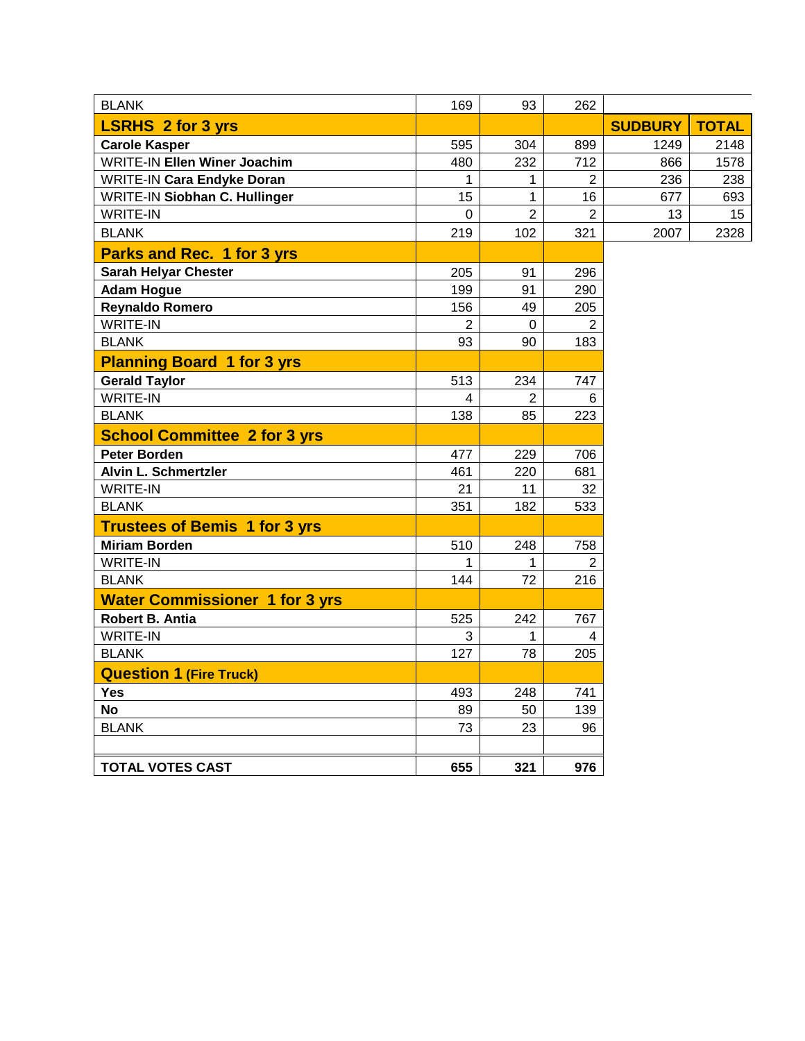| | | | | | |
|---|---|---|---|---|---|
| BLANK | 169 | 93 | 262 | | |
| **LSRHS 2 for 3 yrs** | | | | **SUDBURY** | **TOTAL** |
| **Carole Kasper** | 595 | 304 | 899 | 1249 | 2148 |
| WRITE-IN **Ellen Winer Joachim** | 480 | 232 | 712 | 866 | 1578 |
| WRITE-IN **Cara Endyke Doran** | 1 | 1 | 2 | 236 | 238 |
| WRITE-IN **Siobhan C. Hullinger** | 15 | 1 | 16 | 677 | 693 |
| WRITE-IN | 0 | 2 | 2 | 13 | 15 |
| BLANK | 219 | 102 | 321 | 2007 | 2328 |
| **Parks and Rec. 1 for 3 yrs** | | | | | |
| **Sarah Helyar Chester** | 205 | 91 | 296 | | |
| **Adam Hogue** | 199 | 91 | 290 | | |
| **Reynaldo Romero** | 156 | 49 | 205 | | |
| WRITE-IN | 2 | 0 | 2 | | |
| BLANK | 93 | 90 | 183 | | |
| **Planning Board 1 for 3 yrs** | | | | | |
| **Gerald Taylor** | 513 | 234 | 747 | | |
| WRITE-IN | 4 | 2 | 6 | | |
| BLANK | 138 | 85 | 223 | | |
| **School Committee 2 for 3 yrs** | | | | | |
| **Peter Borden** | 477 | 229 | 706 | | |
| **Alvin L. Schmertzler** | 461 | 220 | 681 | | |
| WRITE-IN | 21 | 11 | 32 | | |
| BLANK | 351 | 182 | 533 | | |
| **Trustees of Bemis 1 for 3 yrs** | | | | | |
| **Miriam Borden** | 510 | 248 | 758 | | |
| WRITE-IN | 1 | 1 | 2 | | |
| BLANK | 144 | 72 | 216 | | |
| **Water Commissioner 1 for 3 yrs** | | | | | |
| **Robert B. Antia** | 525 | 242 | 767 | | |
| WRITE-IN | 3 | 1 | 4 | | |
| BLANK | 127 | 78 | 205 | | |
| **Question 1 (Fire Truck)** | | | | | |
| **Yes** | 493 | 248 | 741 | | |
| **No** | 89 | 50 | 139 | | |
| BLANK | 73 | 23 | 96 | | |
| | | | | | |
| **TOTAL VOTES CAST** | **655** | **321** | **976** | | |